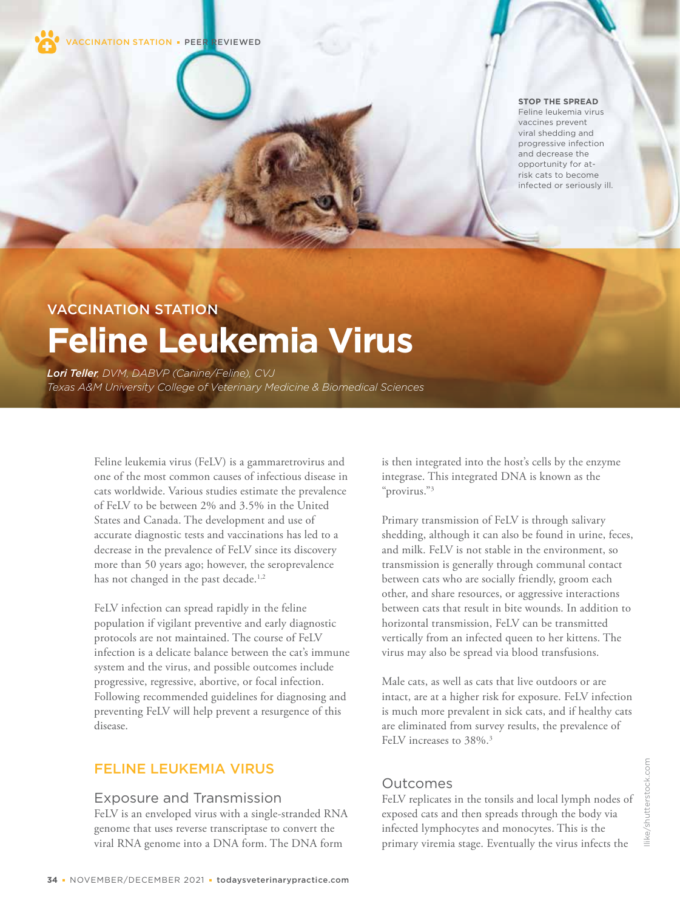VACCINATION STATION • PEER REVIEWED

**STOP THE SPREAD**
Feline leukemia virus vaccines prevent viral shedding and progressive infection and decrease the opportunity for at-risk cats to become infected or seriously ill.

VACCINATION STATION

# Feline Leukemia Virus

***Lori Teller***, *DVM, DABVP (Canine/Feline), CVJ*
*Texas A&M University College of Veterinary Medicine & Biomedical Sciences*

Feline leukemia virus (FeLV) is a gammaretrovirus and one of the most common causes of infectious disease in cats worldwide. Various studies estimate the prevalence of FeLV to be between 2% and 3.5% in the United States and Canada. The development and use of accurate diagnostic tests and vaccinations has led to a decrease in the prevalence of FeLV since its discovery more than 50 years ago; however, the seroprevalence has not changed in the past decade.[1,2]

FeLV infection can spread rapidly in the feline population if vigilant preventive and early diagnostic protocols are not maintained. The course of FeLV infection is a delicate balance between the cat's immune system and the virus, and possible outcomes include progressive, regressive, abortive, or focal infection. Following recommended guidelines for diagnosing and preventing FeLV will help prevent a resurgence of this disease.

## FELINE LEUKEMIA VIRUS

### Exposure and Transmission

FeLV is an enveloped virus with a single-stranded RNA genome that uses reverse transcriptase to convert the viral RNA genome into a DNA form. The DNA form is then integrated into the host's cells by the enzyme integrase. This integrated DNA is known as the "provirus."[3]

Primary transmission of FeLV is through salivary shedding, although it can also be found in urine, feces, and milk. FeLV is not stable in the environment, so transmission is generally through communal contact between cats who are socially friendly, groom each other, and share resources, or aggressive interactions between cats that result in bite wounds. In addition to horizontal transmission, FeLV can be transmitted vertically from an infected queen to her kittens. The virus may also be spread via blood transfusions.

Male cats, as well as cats that live outdoors or are intact, are at a higher risk for exposure. FeLV infection is much more prevalent in sick cats, and if healthy cats are eliminated from survey results, the prevalence of FeLV increases to 38%.[3]

### Outcomes

FeLV replicates in the tonsils and local lymph nodes of exposed cats and then spreads through the body via infected lymphocytes and monocytes. This is the primary viremia stage. Eventually the virus infects the

llike/shutterstock.com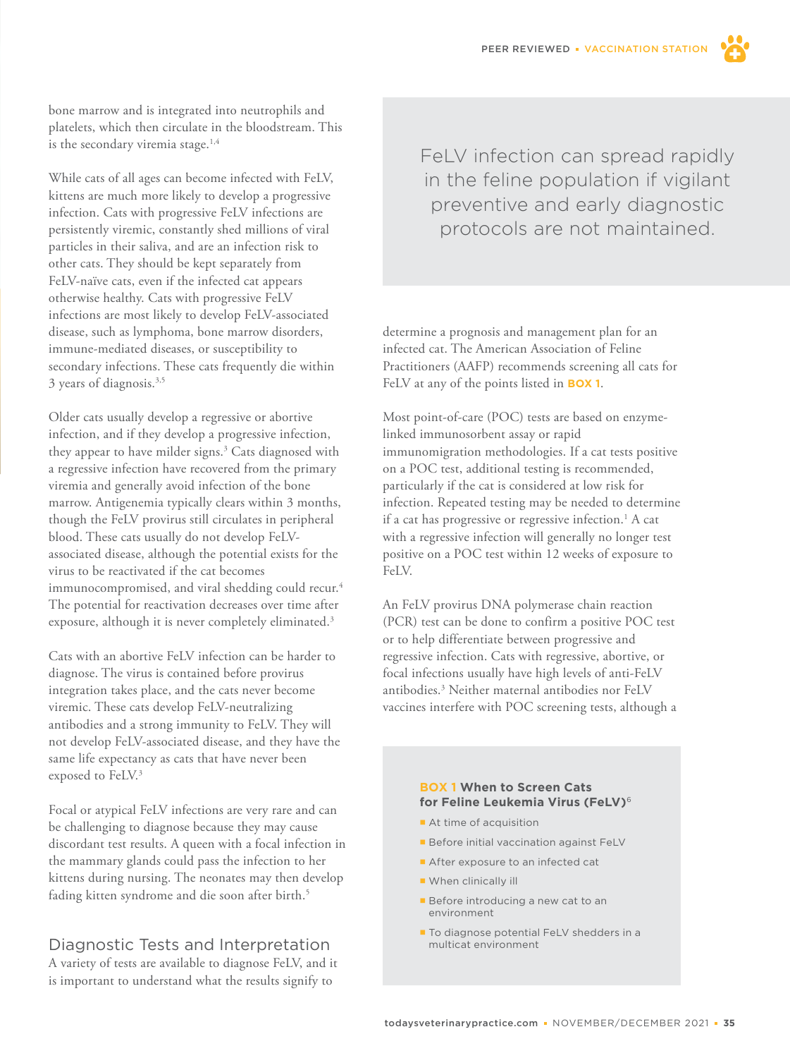bone marrow and is integrated into neutrophils and platelets, which then circulate in the bloodstream. This is the secondary viremia stage.[1,4]

While cats of all ages can become infected with FeLV, kittens are much more likely to develop a progressive infection. Cats with progressive FeLV infections are persistently viremic, constantly shed millions of viral particles in their saliva, and are an infection risk to other cats. They should be kept separately from FeLV-naïve cats, even if the infected cat appears otherwise healthy. Cats with progressive FeLV infections are most likely to develop FeLV-associated disease, such as lymphoma, bone marrow disorders, immune-mediated diseases, or susceptibility to secondary infections. These cats frequently die within 3 years of diagnosis.[3,5]

Older cats usually develop a regressive or abortive infection, and if they develop a progressive infection, they appear to have milder signs.[3] Cats diagnosed with a regressive infection have recovered from the primary viremia and generally avoid infection of the bone marrow. Antigenemia typically clears within 3 months, though the FeLV provirus still circulates in peripheral blood. These cats usually do not develop FeLV-associated disease, although the potential exists for the virus to be reactivated if the cat becomes immunocompromised, and viral shedding could recur.[4] The potential for reactivation decreases over time after exposure, although it is never completely eliminated.[3]

Cats with an abortive FeLV infection can be harder to diagnose. The virus is contained before provirus integration takes place, and the cats never become viremic. These cats develop FeLV-neutralizing antibodies and a strong immunity to FeLV. They will not develop FeLV-associated disease, and they have the same life expectancy as cats that have never been exposed to FeLV.[3]

Focal or atypical FeLV infections are very rare and can be challenging to diagnose because they may cause discordant test results. A queen with a focal infection in the mammary glands could pass the infection to her kittens during nursing. The neonates may then develop fading kitten syndrome and die soon after birth.[5]

> FeLV infection can spread rapidly in the feline population if vigilant preventive and early diagnostic protocols are not maintained.

## Diagnostic Tests and Interpretation

A variety of tests are available to diagnose FeLV, and it is important to understand what the results signify to determine a prognosis and management plan for an infected cat. The American Association of Feline Practitioners (AAFP) recommends screening all cats for FeLV at any of the points listed in **BOX 1**.

Most point-of-care (POC) tests are based on enzyme-linked immunosorbent assay or rapid immunomigration methodologies. If a cat tests positive on a POC test, additional testing is recommended, particularly if the cat is considered at low risk for infection. Repeated testing may be needed to determine if a cat has progressive or regressive infection.[1] A cat with a regressive infection will generally no longer test positive on a POC test within 12 weeks of exposure to FeLV.

An FeLV provirus DNA polymerase chain reaction (PCR) test can be done to confirm a positive POC test or to help differentiate between progressive and regressive infection. Cats with regressive, abortive, or focal infections usually have high levels of anti-FeLV antibodies.[3] Neither maternal antibodies nor FeLV vaccines interfere with POC screening tests, although a

**BOX 1 When to Screen Cats for Feline Leukemia Virus (FeLV)**[6]

- At time of acquisition
- Before initial vaccination against FeLV
- After exposure to an infected cat
- When clinically ill
- Before introducing a new cat to an environment
- To diagnose potential FeLV shedders in a multicat environment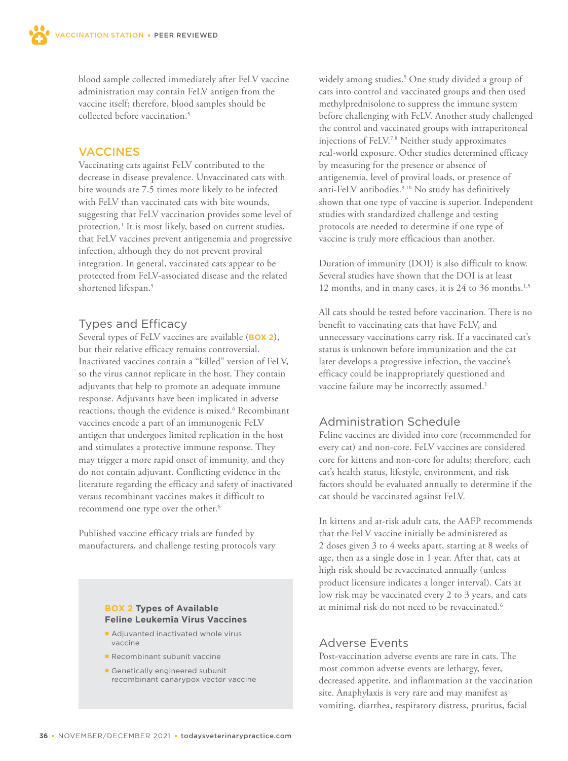blood sample collected immediately after FeLV vaccine administration may contain FeLV antigen from the vaccine itself; therefore, blood samples should be collected before vaccination.[5]

## VACCINES

Vaccinating cats against FeLV contributed to the decrease in disease prevalence. Unvaccinated cats with bite wounds are 7.5 times more likely to be infected with FeLV than vaccinated cats with bite wounds, suggesting that FeLV vaccination provides some level of protection.[1] It is most likely, based on current studies, that FeLV vaccines prevent antigenemia and progressive infection, although they do not prevent proviral integration. In general, vaccinated cats appear to be protected from FeLV-associated disease and the related shortened lifespan.[5]

### Types and Efficacy

Several types of FeLV vaccines are available (**BOX 2**), but their relative efficacy remains controversial. Inactivated vaccines contain a "killed" version of FeLV, so the virus cannot replicate in the host. They contain adjuvants that help to promote an adequate immune response. Adjuvants have been implicated in adverse reactions, though the evidence is mixed.[6] Recombinant vaccines encode a part of an immunogenic FeLV antigen that undergoes limited replication in the host and stimulates a protective immune response. They may trigger a more rapid onset of immunity, and they do not contain adjuvant. Conflicting evidence in the literature regarding the efficacy and safety of inactivated versus recombinant vaccines makes it difficult to recommend one type over the other.[6]

Published vaccine efficacy trials are funded by manufacturers, and challenge testing protocols vary widely among studies.[5] One study divided a group of cats into control and vaccinated groups and then used methylprednisolone to suppress the immune system before challenging with FeLV. Another study challenged the control and vaccinated groups with intraperitoneal injections of FeLV.[7,8] Neither study approximates real-world exposure. Other studies determined efficacy by measuring for the presence or absence of antigenemia, level of proviral loads, or presence of anti-FeLV antibodies.[9,10] No study has definitively shown that one type of vaccine is superior. Independent studies with standardized challenge and testing protocols are needed to determine if one type of vaccine is truly more efficacious than another.

Duration of immunity (DOI) is also difficult to know. Several studies have shown that the DOI is at least 12 months, and in many cases, it is 24 to 36 months.[1,5]

All cats should be tested before vaccination. There is no benefit to vaccinating cats that have FeLV, and unnecessary vaccinations carry risk. If a vaccinated cat's status is unknown before immunization and the cat later develops a progressive infection, the vaccine's efficacy could be inappropriately questioned and vaccine failure may be incorrectly assumed.[1]

> **BOX 2 Types of Available Feline Leukemia Virus Vaccines**
>
> - Adjuvanted inactivated whole virus vaccine
> - Recombinant subunit vaccine
> - Genetically engineered subunit recombinant canarypox vector vaccine

### Administration Schedule

Feline vaccines are divided into core (recommended for every cat) and non-core. FeLV vaccines are considered core for kittens and non-core for adults; therefore, each cat's health status, lifestyle, environment, and risk factors should be evaluated annually to determine if the cat should be vaccinated against FeLV.

In kittens and at-risk adult cats, the AAFP recommends that the FeLV vaccine initially be administered as 2 doses given 3 to 4 weeks apart, starting at 8 weeks of age, then as a single dose in 1 year. After that, cats at high risk should be revaccinated annually (unless product licensure indicates a longer interval). Cats at low risk may be vaccinated every 2 to 3 years, and cats at minimal risk do not need to be revaccinated.[6]

### Adverse Events

Post-vaccination adverse events are rare in cats. The most common adverse events are lethargy, fever, decreased appetite, and inflammation at the vaccination site. Anaphylaxis is very rare and may manifest as vomiting, diarrhea, respiratory distress, pruritus, facial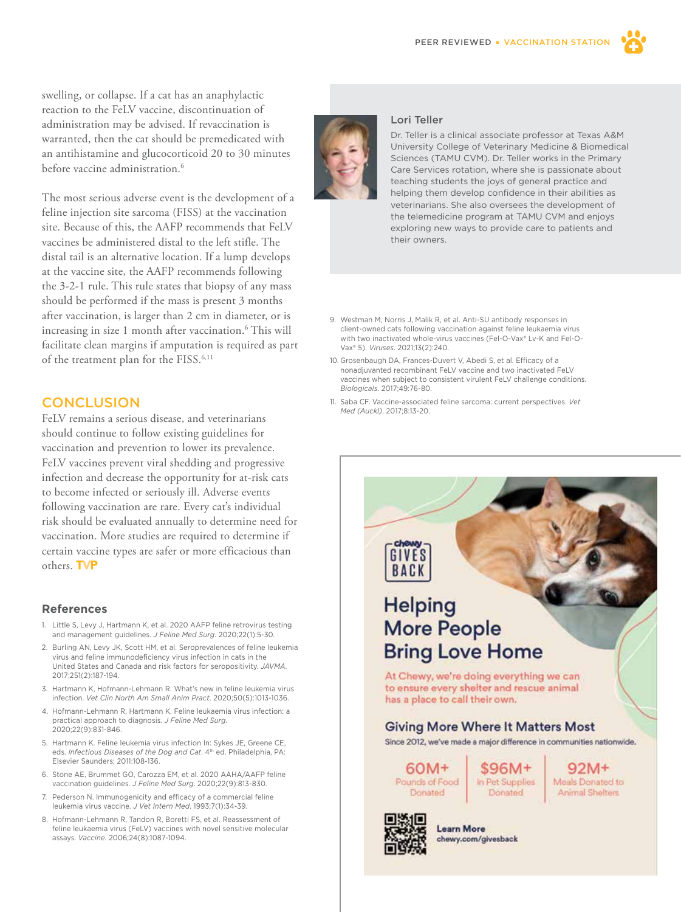swelling, or collapse. If a cat has an anaphylactic reaction to the FeLV vaccine, discontinuation of administration may be advised. If revaccination is warranted, then the cat should be premedicated with an antihistamine and glucocorticoid 20 to 30 minutes before vaccine administration.[6]

The most serious adverse event is the development of a feline injection site sarcoma (FISS) at the vaccination site. Because of this, the AAFP recommends that FeLV vaccines be administered distal to the left stifle. The distal tail is an alternative location. If a lump develops at the vaccine site, the AAFP recommends following the 3-2-1 rule. This rule states that biopsy of any mass should be performed if the mass is present 3 months after vaccination, is larger than 2 cm in diameter, or is increasing in size 1 month after vaccination.[6] This will facilitate clean margins if amputation is required as part of the treatment plan for the FISS.[6,11]

## CONCLUSION

FeLV remains a serious disease, and veterinarians should continue to follow existing guidelines for vaccination and prevention to lower its prevalence. FeLV vaccines prevent viral shedding and progressive infection and decrease the opportunity for at-risk cats to become infected or seriously ill. Adverse events following vaccination are rare. Every cat's individual risk should be evaluated annually to determine need for vaccination. More studies are required to determine if certain vaccine types are safer or more efficacious than others. TVP

### References

1. Little S, Levy J, Hartmann K, et al. 2020 AAFP feline retrovirus testing and management guidelines. *J Feline Med Surg*. 2020;22(1):5-30.
2. Burling AN, Levy JK, Scott HM, et al. Seroprevalences of feline leukemia virus and feline immunodeficiency virus infection in cats in the United States and Canada and risk factors for seropositivity. *JAVMA*. 2017;251(2):187-194.
3. Hartmann K, Hofmann-Lehmann R. What's new in feline leukemia virus infection. *Vet Clin North Am Small Anim Pract*. 2020;50(5):1013-1036.
4. Hofmann-Lehmann R, Hartmann K. Feline leukaemia virus infection: a practical approach to diagnosis. *J Feline Med Surg*. 2020;22(9):831-846.
5. Hartmann K. Feline leukemia virus infection In: Sykes JE, Greene CE, eds. *Infectious Diseases of the Dog and Cat*. 4th ed. Philadelphia, PA: Elsevier Saunders; 2011:108-136.
6. Stone AE, Brummet GO, Carozza EM, et al. 2020 AAHA/AAFP feline vaccination guidelines. *J Feline Med Surg*. 2020;22(9):813-830.
7. Pederson N. Immunogenicity and efficacy of a commercial feline leukemia virus vaccine. *J Vet Intern Med*. 1993;7(1):34-39.
8. Hofmann-Lehmann R, Tandon R, Boretti FS, et al. Reassessment of feline leukaemia virus (FeLV) vaccines with novel sensitive molecular assays. *Vaccine*. 2006;24(8):1087-1094.
9. Westman M, Norris J, Malik R, et al. Anti-SU antibody responses in client-owned cats following vaccination against feline leukaemia virus with two inactivated whole-virus vaccines (Fel-O-Vax® Lv-K and Fel-O-Vax® 5). *Viruses*. 2021;13(2):240.
10. Grosenbaugh DA, Frances-Duvert V, Abedi S, et al. Efficacy of a nonadjuvanted recombinant FeLV vaccine and two inactivated FeLV vaccines when subject to consistent virulent FeLV challenge conditions. *Biologicals*. 2017;49:76-80.
11. Saba CF. Vaccine-associated feline sarcoma: current perspectives. *Vet Med (Auckl)*. 2017;8:13-20.

**Lori Teller**

Dr. Teller is a clinical associate professor at Texas A&M University College of Veterinary Medicine & Biomedical Sciences (TAMU CVM). Dr. Teller works in the Primary Care Services rotation, where she is passionate about teaching students the joys of general practice and helping them develop confidence in their abilities as veterinarians. She also oversees the development of the telemedicine program at TAMU CVM and enjoys exploring new ways to provide care to patients and their owners.